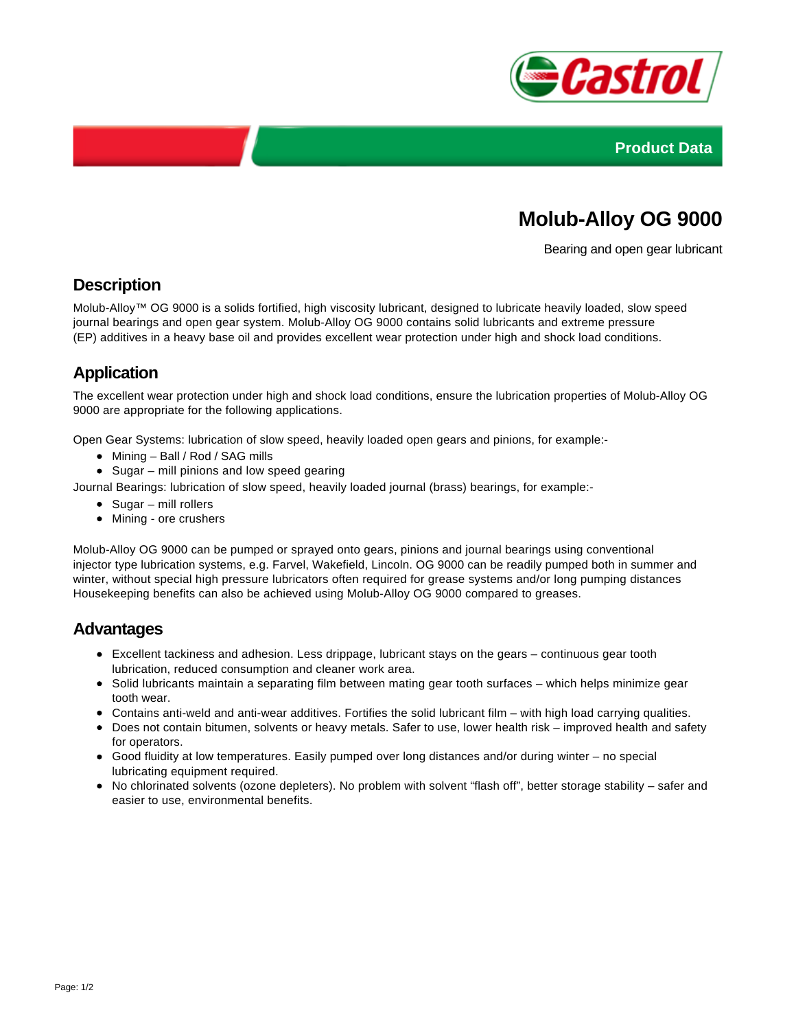Product Data

# Molub-Alloy OG 9000

Bearing and open gear lubricant

## Description

Molub-Alloy™ OG 9000 is a solids fortified, high viscosity lubricant, designed to lubricate heavily loaded, slow speed journal bearings and open gear system. Molub-Alloy OG 9000 contains solid lubricants and extreme pressure (EP) additives in a heavy base oil and provides excellent wear protection under high and shock load conditions.

## Application

The excellent wear protection under high and shock load conditions, ensure the lubrication properties of Molub-Alloy OG 9000 are appropriate for the following applications.

Open Gear Systems: lubrication of slow speed, heavily loaded open gears and pinions, for example:-

- Mining – Ball / Rod / SAG mills
- Sugar – mill pinions and low speed gearing

Journal Bearings: lubrication of slow speed, heavily loaded journal (brass) bearings, for example:-

- Sugar – mill rollers
- Mining - ore crushers

Molub-Alloy OG 9000 can be pumped or sprayed onto gears, pinions and journal bearings using conventional injector type lubrication systems, e.g. Farvel, Wakefield, Lincoln. OG 9000 can be readily pumped both in summer and winter, without special high pressure lubricators often required for grease systems and/or long pumping distances Housekeeping benefits can also be achieved using Molub-Alloy OG 9000 compared to greases.

## Advantages

- Excellent tackiness and adhesion. Less drippage, lubricant stays on the gears – continuous gear tooth lubrication, reduced consumption and cleaner work area.
- Solid lubricants maintain a separating film between mating gear tooth surfaces – which helps minimize gear tooth wear.
- Contains anti-weld and anti-wear additives. Fortifies the solid lubricant film – with high load carrying qualities.
- Does not contain bitumen, solvents or heavy metals. Safer to use, lower health risk – improved health and safety for operators.
- Good fluidity at low temperatures. Easily pumped over long distances and/or during winter – no special lubricating equipment required.
- No chlorinated solvents (ozone depleters). No problem with solvent "flash off", better storage stability – safer and easier to use, environmental benefits.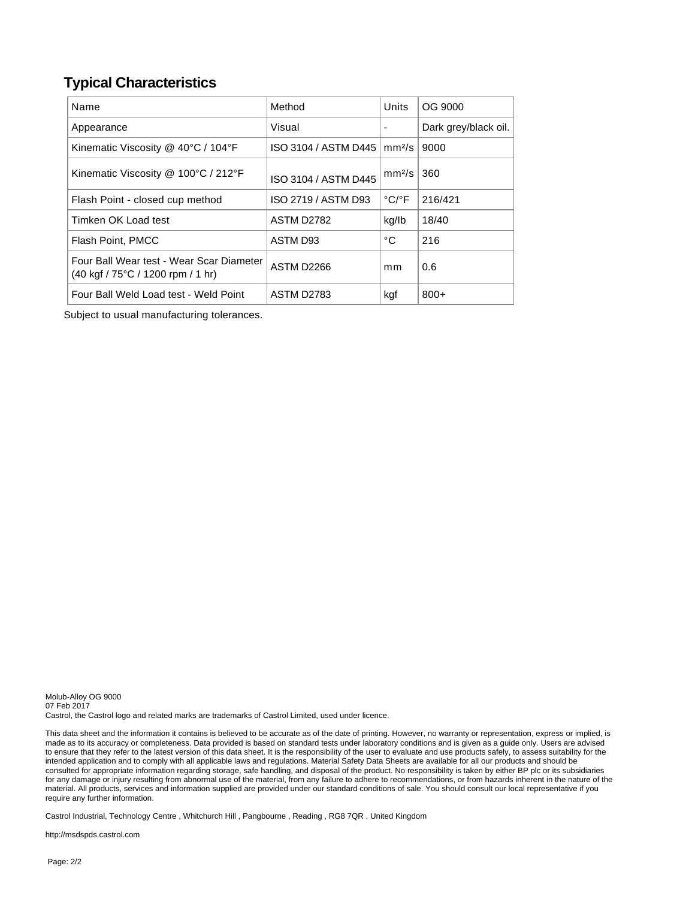## Typical Characteristics

| Name | Method | Units | OG 9000 |
|---|---|---|---|
| Appearance | Visual | - | Dark grey/black oil. |
| Kinematic Viscosity @ 40°C / 104°F | ISO 3104 / ASTM D445 | mm²/s | 9000 |
| Kinematic Viscosity @ 100°C / 212°F | ISO 3104 / ASTM D445 | mm²/s | 360 |
| Flash Point - closed cup method | ISO 2719 / ASTM D93 | °C/°F | 216/421 |
| Timken OK Load test | ASTM D2782 | kg/lb | 18/40 |
| Flash Point, PMCC | ASTM D93 | °C | 216 |
| Four Ball Wear test - Wear Scar Diameter (40 kgf / 75°C / 1200 rpm / 1 hr) | ASTM D2266 | mm | 0.6 |
| Four Ball Weld Load test - Weld Point | ASTM D2783 | kgf | 800+ |

Subject to usual manufacturing tolerances.

Molub-Alloy OG 9000
07 Feb 2017
Castrol, the Castrol logo and related marks are trademarks of Castrol Limited, used under licence.

This data sheet and the information it contains is believed to be accurate as of the date of printing. However, no warranty or representation, express or implied, is made as to its accuracy or completeness. Data provided is based on standard tests under laboratory conditions and is given as a guide only. Users are advised to ensure that they refer to the latest version of this data sheet. It is the responsibility of the user to evaluate and use products safely, to assess suitability for the intended application and to comply with all applicable laws and regulations. Material Safety Data Sheets are available for all our products and should be consulted for appropriate information regarding storage, safe handling, and disposal of the product. No responsibility is taken by either BP plc or its subsidiaries for any damage or injury resulting from abnormal use of the material, from any failure to adhere to recommendations, or from hazards inherent in the nature of the material. All products, services and information supplied are provided under our standard conditions of sale. You should consult our local representative if you require any further information.

Castrol Industrial, Technology Centre , Whitchurch Hill , Pangbourne , Reading , RG8 7QR , United Kingdom

http://msdspds.castrol.com